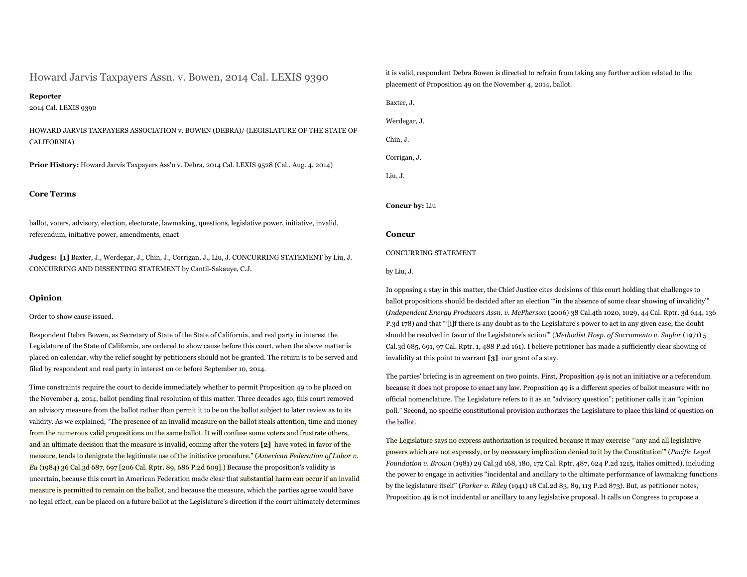# Howard Jarvis Taxpayers Assn. v. Bowen, 2014 Cal. LEXIS 9390

**Reporter**

2014 Cal. LEXIS 9390

HOWARD JARVIS TAXPAYERS ASSOCIATION v. BOWEN (DEBRA)/ (LEGISLATURE OF THE STATE OF CALIFORNIA)

**Prior History:** Howard Jarvis Taxpayers Ass'n v. Debra, 2014 Cal. LEXIS 9528 (Cal., Aug. 4, 2014)

### Core Terms

ballot, voters, advisory, election, electorate, lawmaking, questions, legislative power, initiative, invalid, referendum, initiative power, amendments, enact

**Judges:** **[1]** Baxter, J., Werdegar, J., Chin, J., Corrigan, J., Liu, J. CONCURRING STATEMENT by Liu, J. CONCURRING AND DISSENTING STATEMENT by Cantil-Sakauye, C.J.

### Opinion

Order to show cause issued.

Respondent Debra Bowen, as Secretary of State of the State of California, and real party in interest the Legislature of the State of California, are ordered to show cause before this court, when the above matter is placed on calendar, why the relief sought by petitioners should not be granted. The return is to be served and filed by respondent and real party in interest on or before September 10, 2014.

Time constraints require the court to decide immediately whether to permit Proposition 49 to be placed on the November 4, 2014, ballot pending final resolution of this matter. Three decades ago, this court removed an advisory measure from the ballot rather than permit it to be on the ballot subject to later review as to its validity. As we explained, "The presence of an invalid measure on the ballot steals attention, time and money from the numerous valid propositions on the same ballot. It will confuse some voters and frustrate others, and an ultimate decision that the measure is invalid, coming after the voters **[2]** have voted in favor of the measure, tends to denigrate the legitimate use of the initiative procedure." (*American Federation of Labor v. Eu* (1984) 36 Cal.3d 687, 697 [206 Cal. Rptr. 89, 686 P.2d 609].) Because the proposition's validity is uncertain, because this court in American Federation made clear that substantial harm can occur if an invalid measure is permitted to remain on the ballot, and because the measure, which the parties agree would have no legal effect, can be placed on a future ballot at the Legislature's direction if the court ultimately determines it is valid, respondent Debra Bowen is directed to refrain from taking any further action related to the placement of Proposition 49 on the November 4, 2014, ballot.

Baxter, J.

Werdegar, J.

Chin, J.

Corrigan, J.

Liu, J.

**Concur by:** Liu

### Concur

CONCURRING STATEMENT

by Liu, J.

In opposing a stay in this matter, the Chief Justice cites decisions of this court holding that challenges to ballot propositions should be decided after an election "'in the absence of some clear showing of invalidity'" (*Independent Energy Producers Assn. v. McPherson* (2006) 38 Cal.4th 1020, 1029, 44 Cal. Rptr. 3d 644, 136 P.3d 178) and that "'[i]f there is any doubt as to the Legislature's power to act in any given case, the doubt should be resolved in favor of the Legislature's action'" (*Methodist Hosp. of Sacramento v. Saylor* (1971) 5 Cal.3d 685, 691, 97 Cal. Rptr. 1, 488 P.2d 161). I believe petitioner has made a sufficiently clear showing of invalidity at this point to warrant **[3]** our grant of a stay.

The parties' briefing is in agreement on two points. First, Proposition 49 is not an initiative or a referendum because it does not propose to enact any law. Proposition 49 is a different species of ballot measure with no official nomenclature. The Legislature refers to it as an "advisory question"; petitioner calls it an "opinion poll." Second, no specific constitutional provision authorizes the Legislature to place this kind of question on the ballot.

The Legislature says no express authorization is required because it may exercise "'any and all legislative powers which are not expressly, or by necessary implication denied to it by the Constitution'" (*Pacific Legal Foundation v. Brown* (1981) 29 Cal.3d 168, 180, 172 Cal. Rptr. 487, 624 P.2d 1215, italics omitted), including the power to engage in activities "incidental and ancillary to the ultimate performance of lawmaking functions by the legislature itself" (*Parker v. Riley* (1941) 18 Cal.2d 83, 89, 113 P.2d 873). But, as petitioner notes, Proposition 49 is not incidental or ancillary to any legislative proposal. It calls on Congress to propose a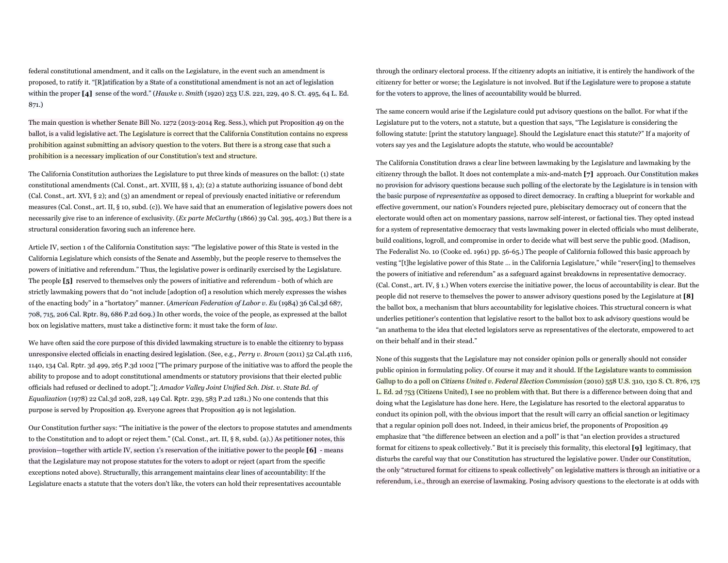federal constitutional amendment, and it calls on the Legislature, in the event such an amendment is proposed, to ratify it. "[R]atification by a State of a constitutional amendment is not an act of legislation within the proper **[4]** sense of the word." (*Hawke v. Smith* (1920) 253 U.S. 221, 229, 40 S. Ct. 495, 64 L. Ed. 871.)

The main question is whether Senate Bill No. 1272 (2013-2014 Reg. Sess.), which put Proposition 49 on the ballot, is a valid legislative act. The Legislature is correct that the California Constitution contains no express prohibition against submitting an advisory question to the voters. But there is a strong case that such a prohibition is a necessary implication of our Constitution's text and structure.

The California Constitution authorizes the Legislature to put three kinds of measures on the ballot: (1) state constitutional amendments (Cal. Const., art. XVIII, §§ 1, 4); (2) a statute authorizing issuance of bond debt (Cal. Const., art. XVI, § 2); and (3) an amendment or repeal of previously enacted initiative or referendum measures (Cal. Const., art. II, § 10, subd. (c)). We have said that an enumeration of legislative powers does not necessarily give rise to an inference of exclusivity. (*Ex parte McCarthy* (1866) 39 Cal. 395, 403.) But there is a structural consideration favoring such an inference here.

Article IV, section 1 of the California Constitution says: "The legislative power of this State is vested in the California Legislature which consists of the Senate and Assembly, but the people reserve to themselves the powers of initiative and referendum." Thus, the legislative power is ordinarily exercised by the Legislature. The people **[5]** reserved to themselves only the powers of initiative and referendum - both of which are strictly lawmaking powers that do "not include [adoption of] a resolution which merely expresses the wishes of the enacting body" in a "hortatory" manner. (*American Federation of Labor v. Eu* (1984) 36 Cal.3d 687, 708, 715, 206 Cal. Rptr. 89, 686 P.2d 609.) In other words, the voice of the people, as expressed at the ballot box on legislative matters, must take a distinctive form: it must take the form of *law*.

We have often said the core purpose of this divided lawmaking structure is to enable the citizenry to bypass unresponsive elected officials in enacting desired legislation. (See, e.g., *Perry v. Brown* (2011) 52 Cal.4th 1116, 1140, 134 Cal. Rptr. 3d 499, 265 P.3d 1002 ["The primary purpose of the initiative was to afford the people the ability to propose and to adopt constitutional amendments or statutory provisions that their elected public officials had refused or declined to adopt."]; *Amador Valley Joint Unified Sch. Dist. v. State Bd. of Equalization* (1978) 22 Cal.3d 208, 228, 149 Cal. Rptr. 239, 583 P.2d 1281.) No one contends that this purpose is served by Proposition 49. Everyone agrees that Proposition 49 is not legislation.

Our Constitution further says: "The initiative is the power of the electors to propose statutes and amendments to the Constitution and to adopt or reject them." (Cal. Const., art. II, § 8, subd. (a).) As petitioner notes, this provision—together with article IV, section 1's reservation of the initiative power to the people **[6]** - means that the Legislature may not propose statutes for the voters to adopt or reject (apart from the specific exceptions noted above). Structurally, this arrangement maintains clear lines of accountability: If the Legislature enacts a statute that the voters don't like, the voters can hold their representatives accountable through the ordinary electoral process. If the citizenry adopts an initiative, it is entirely the handiwork of the citizenry for better or worse; the Legislature is not involved. But if the Legislature were to propose a statute for the voters to approve, the lines of accountability would be blurred.

The same concern would arise if the Legislature could put advisory questions on the ballot. For what if the Legislature put to the voters, not a statute, but a question that says, "The Legislature is considering the following statute: [print the statutory language]. Should the Legislature enact this statute?" If a majority of voters say yes and the Legislature adopts the statute, who would be accountable?

The California Constitution draws a clear line between lawmaking by the Legislature and lawmaking by the citizenry through the ballot. It does not contemplate a mix-and-match **[7]** approach. Our Constitution makes no provision for advisory questions because such polling of the electorate by the Legislature is in tension with the basic purpose of *representative* as opposed to direct democracy. In crafting a blueprint for workable and effective government, our nation's Founders rejected pure, plebiscitary democracy out of concern that the electorate would often act on momentary passions, narrow self-interest, or factional ties. They opted instead for a system of representative democracy that vests lawmaking power in elected officials who must deliberate, build coalitions, logroll, and compromise in order to decide what will best serve the public good. (Madison, The Federalist No. 10 (Cooke ed. 1961) pp. 56-65.) The people of California followed this basic approach by vesting "[t]he legislative power of this State ... in the California Legislature," while "reserv[ing] to themselves the powers of initiative and referendum" as a safeguard against breakdowns in representative democracy. (Cal. Const., art. IV, § 1.) When voters exercise the initiative power, the locus of accountability is clear. But the people did not reserve to themselves the power to answer advisory questions posed by the Legislature at **[8]** the ballot box, a mechanism that blurs accountability for legislative choices. This structural concern is what underlies petitioner's contention that legislative resort to the ballot box to ask advisory questions would be "an anathema to the idea that elected legislators serve as representatives of the electorate, empowered to act on their behalf and in their stead."

None of this suggests that the Legislature may not consider opinion polls or generally should not consider public opinion in formulating policy. Of course it may and it should. If the Legislature wants to commission Gallup to do a poll on *Citizens United v. Federal Election Commission* (2010) 558 U.S. 310, 130 S. Ct. 876, 175 L. Ed. 2d 753 (Citizens United), I see no problem with that. But there is a difference between doing that and doing what the Legislature has done here. Here, the Legislature has resorted to the electoral apparatus to conduct its opinion poll, with the obvious import that the result will carry an official sanction or legitimacy that a regular opinion poll does not. Indeed, in their amicus brief, the proponents of Proposition 49 emphasize that "the difference between an election and a poll" is that "an election provides a structured format for citizens to speak collectively." But it is precisely this formality, this electoral **[9]** legitimacy, that disturbs the careful way that our Constitution has structured the legislative power. Under our Constitution, the only "structured format for citizens to speak collectively" on legislative matters is through an initiative or a referendum, i.e., through an exercise of lawmaking. Posing advisory questions to the electorate is at odds with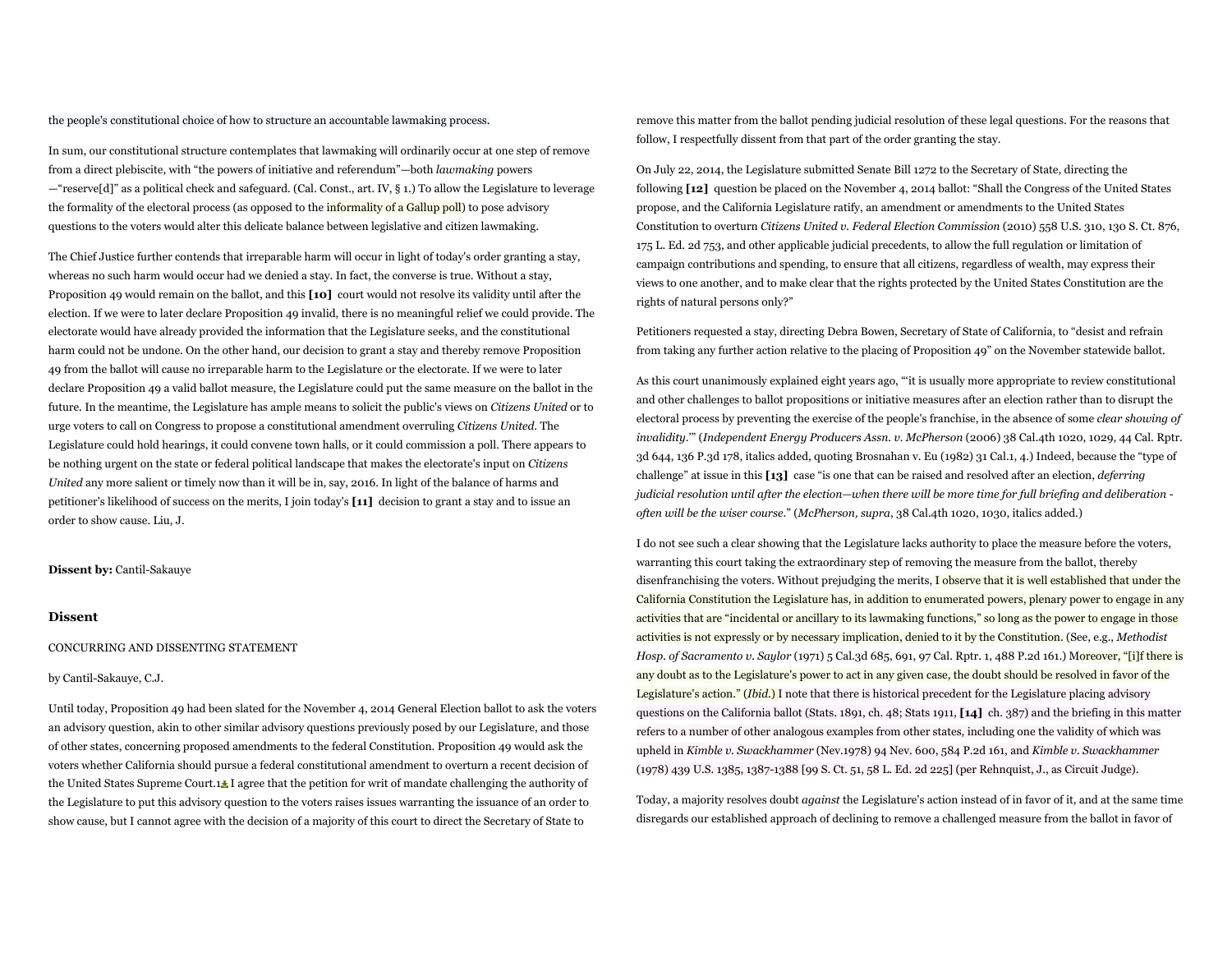the people's constitutional choice of how to structure an accountable lawmaking process.

In sum, our constitutional structure contemplates that lawmaking will ordinarily occur at one step of remove from a direct plebiscite, with "the powers of initiative and referendum"—both *lawmaking* powers —"reserve[d]" as a political check and safeguard. (Cal. Const., art. IV, § 1.) To allow the Legislature to leverage the formality of the electoral process (as opposed to the informality of a Gallup poll) to pose advisory questions to the voters would alter this delicate balance between legislative and citizen lawmaking.

The Chief Justice further contends that irreparable harm will occur in light of today's order granting a stay, whereas no such harm would occur had we denied a stay. In fact, the converse is true. Without a stay, Proposition 49 would remain on the ballot, and this **[10]** court would not resolve its validity until after the election. If we were to later declare Proposition 49 invalid, there is no meaningful relief we could provide. The electorate would have already provided the information that the Legislature seeks, and the constitutional harm could not be undone. On the other hand, our decision to grant a stay and thereby remove Proposition 49 from the ballot will cause no irreparable harm to the Legislature or the electorate. If we were to later declare Proposition 49 a valid ballot measure, the Legislature could put the same measure on the ballot in the future. In the meantime, the Legislature has ample means to solicit the public's views on *Citizens United* or to urge voters to call on Congress to propose a constitutional amendment overruling *Citizens United*. The Legislature could hold hearings, it could convene town halls, or it could commission a poll. There appears to be nothing urgent on the state or federal political landscape that makes the electorate's input on *Citizens United* any more salient or timely now than it will be in, say, 2016. In light of the balance of harms and petitioner's likelihood of success on the merits, I join today's **[11]** decision to grant a stay and to issue an order to show cause. Liu, J.

**Dissent by:** Cantil-Sakauye

## Dissent

CONCURRING AND DISSENTING STATEMENT

by Cantil-Sakauye, C.J.

Until today, Proposition 49 had been slated for the November 4, 2014 General Election ballot to ask the voters an advisory question, akin to other similar advisory questions previously posed by our Legislature, and those of other states, concerning proposed amendments to the federal Constitution. Proposition 49 would ask the voters whether California should pursue a federal constitutional amendment to overturn a recent decision of the United States Supreme Court.[1] I agree that the petition for writ of mandate challenging the authority of the Legislature to put this advisory question to the voters raises issues warranting the issuance of an order to show cause, but I cannot agree with the decision of a majority of this court to direct the Secretary of State to remove this matter from the ballot pending judicial resolution of these legal questions. For the reasons that follow, I respectfully dissent from that part of the order granting the stay.

On July 22, 2014, the Legislature submitted Senate Bill 1272 to the Secretary of State, directing the following **[12]** question be placed on the November 4, 2014 ballot: "Shall the Congress of the United States propose, and the California Legislature ratify, an amendment or amendments to the United States Constitution to overturn *Citizens United v. Federal Election Commission* (2010) 558 U.S. 310, 130 S. Ct. 876, 175 L. Ed. 2d 753, and other applicable judicial precedents, to allow the full regulation or limitation of campaign contributions and spending, to ensure that all citizens, regardless of wealth, may express their views to one another, and to make clear that the rights protected by the United States Constitution are the rights of natural persons only?"

Petitioners requested a stay, directing Debra Bowen, Secretary of State of California, to "desist and refrain from taking any further action relative to the placing of Proposition 49" on the November statewide ballot.

As this court unanimously explained eight years ago, "'it is usually more appropriate to review constitutional and other challenges to ballot propositions or initiative measures after an election rather than to disrupt the electoral process by preventing the exercise of the people's franchise, in the absence of some *clear showing of invalidity*.'" (*Independent Energy Producers Assn. v. McPherson* (2006) 38 Cal.4th 1020, 1029, 44 Cal. Rptr. 3d 644, 136 P.3d 178, italics added, quoting Brosnahan v. Eu (1982) 31 Cal.1, 4.) Indeed, because the "type of challenge" at issue in this **[13]** case "is one that can be raised and resolved after an election, *deferring judicial resolution until after the election—when there will be more time for full briefing and deliberation - often will be the wiser course*." (*McPherson, supra*, 38 Cal.4th 1020, 1030, italics added.)

I do not see such a clear showing that the Legislature lacks authority to place the measure before the voters, warranting this court taking the extraordinary step of removing the measure from the ballot, thereby disenfranchising the voters. Without prejudging the merits, I observe that it is well established that under the California Constitution the Legislature has, in addition to enumerated powers, plenary power to engage in any activities that are "incidental or ancillary to its lawmaking functions," so long as the power to engage in those activities is not expressly or by necessary implication, denied to it by the Constitution. (See, e.g., *Methodist Hosp. of Sacramento v. Saylor* (1971) 5 Cal.3d 685, 691, 97 Cal. Rptr. 1, 488 P.2d 161.) Moreover, "[i]f there is any doubt as to the Legislature's power to act in any given case, the doubt should be resolved in favor of the Legislature's action." (*Ibid.*) I note that there is historical precedent for the Legislature placing advisory questions on the California ballot (Stats. 1891, ch. 48; Stats 1911, **[14]** ch. 387) and the briefing in this matter refers to a number of other analogous examples from other states, including one the validity of which was upheld in *Kimble v. Swackhammer* (Nev.1978) 94 Nev. 600, 584 P.2d 161, and *Kimble v. Swackhammer* (1978) 439 U.S. 1385, 1387-1388 [99 S. Ct. 51, 58 L. Ed. 2d 225] (per Rehnquist, J., as Circuit Judge).

Today, a majority resolves doubt *against* the Legislature's action instead of in favor of it, and at the same time disregards our established approach of declining to remove a challenged measure from the ballot in favor of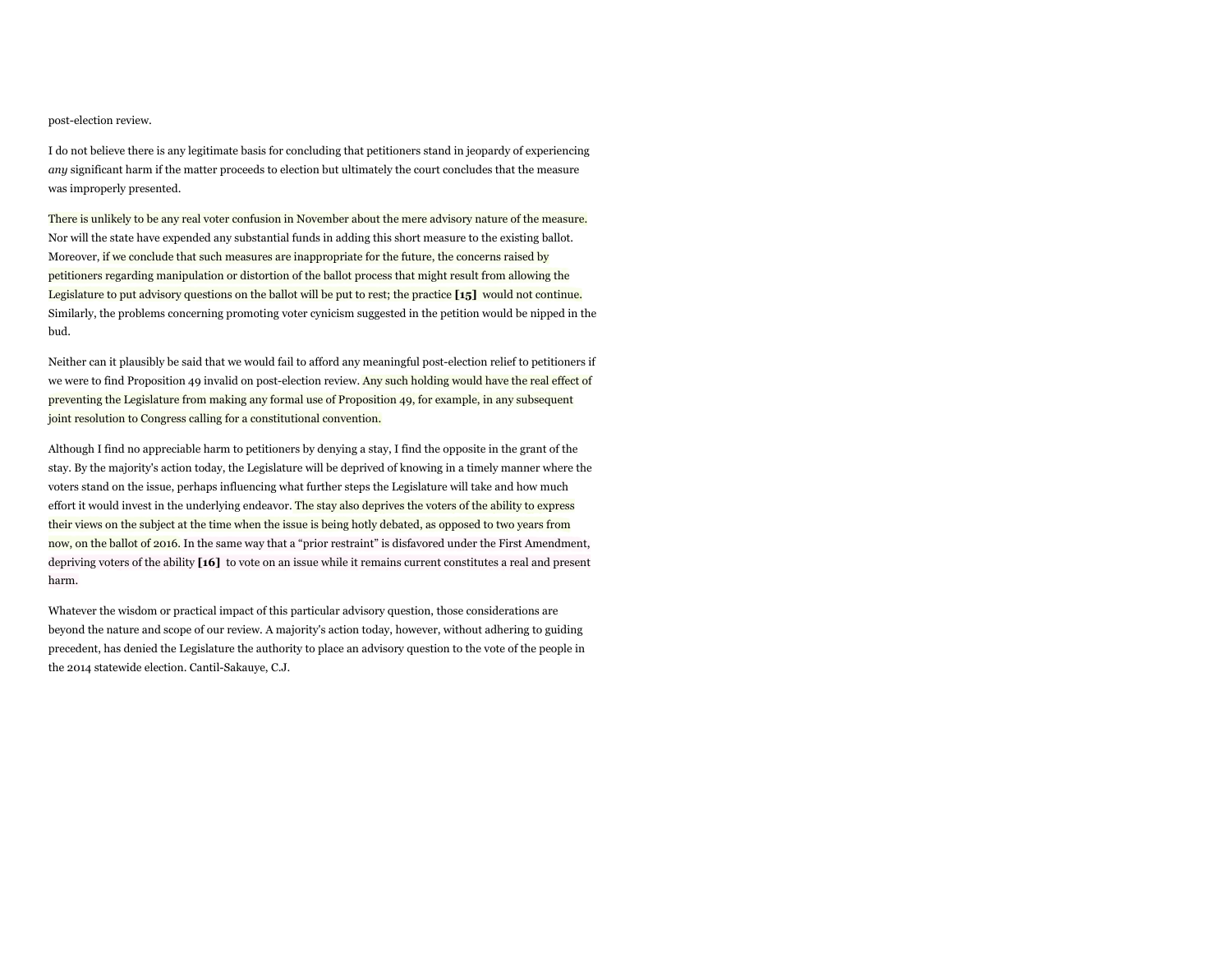post-election review.

I do not believe there is any legitimate basis for concluding that petitioners stand in jeopardy of experiencing *any* significant harm if the matter proceeds to election but ultimately the court concludes that the measure was improperly presented.

There is unlikely to be any real voter confusion in November about the mere advisory nature of the measure. Nor will the state have expended any substantial funds in adding this short measure to the existing ballot. Moreover, if we conclude that such measures are inappropriate for the future, the concerns raised by petitioners regarding manipulation or distortion of the ballot process that might result from allowing the Legislature to put advisory questions on the ballot will be put to rest; the practice **[15]** would not continue. Similarly, the problems concerning promoting voter cynicism suggested in the petition would be nipped in the bud.

Neither can it plausibly be said that we would fail to afford any meaningful post-election relief to petitioners if we were to find Proposition 49 invalid on post-election review. Any such holding would have the real effect of preventing the Legislature from making any formal use of Proposition 49, for example, in any subsequent joint resolution to Congress calling for a constitutional convention.

Although I find no appreciable harm to petitioners by denying a stay, I find the opposite in the grant of the stay. By the majority's action today, the Legislature will be deprived of knowing in a timely manner where the voters stand on the issue, perhaps influencing what further steps the Legislature will take and how much effort it would invest in the underlying endeavor. The stay also deprives the voters of the ability to express their views on the subject at the time when the issue is being hotly debated, as opposed to two years from now, on the ballot of 2016. In the same way that a "prior restraint" is disfavored under the First Amendment, depriving voters of the ability **[16]** to vote on an issue while it remains current constitutes a real and present harm.

Whatever the wisdom or practical impact of this particular advisory question, those considerations are beyond the nature and scope of our review. A majority's action today, however, without adhering to guiding precedent, has denied the Legislature the authority to place an advisory question to the vote of the people in the 2014 statewide election. Cantil-Sakauye, C.J.